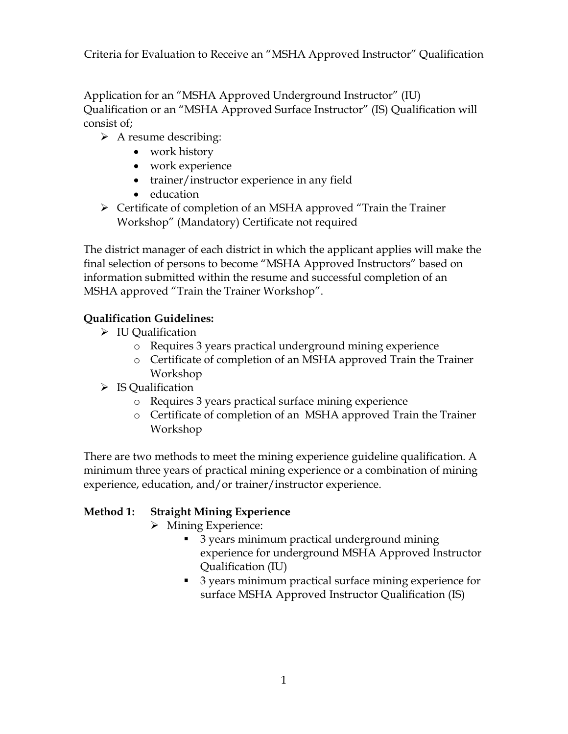Criteria for Evaluation to Receive an "MSHA Approved Instructor" Qualification

Application for an "MSHA Approved Underground Instructor" (IU) Qualification or an "MSHA Approved Surface Instructor" (IS) Qualification will consist of;

- A resume describing:
  - work history
  - work experience
  - trainer/instructor experience in any field
  - education
- Certificate of completion of an MSHA approved "Train the Trainer Workshop" (Mandatory) Certificate not required

The district manager of each district in which the applicant applies will make the final selection of persons to become "MSHA Approved Instructors" based on information submitted within the resume and successful completion of an MSHA approved "Train the Trainer Workshop".

**Qualification Guidelines:**

- IU Qualification
  - Requires 3 years practical underground mining experience
  - Certificate of completion of an MSHA approved Train the Trainer Workshop
- IS Qualification
  - Requires 3 years practical surface mining experience
  - Certificate of completion of an MSHA approved Train the Trainer Workshop

There are two methods to meet the mining experience guideline qualification. A minimum three years of practical mining experience or a combination of mining experience, education, and/or trainer/instructor experience.

**Method 1: Straight Mining Experience**

- Mining Experience:
  - 3 years minimum practical underground mining experience for underground MSHA Approved Instructor Qualification (IU)
  - 3 years minimum practical surface mining experience for surface MSHA Approved Instructor Qualification (IS)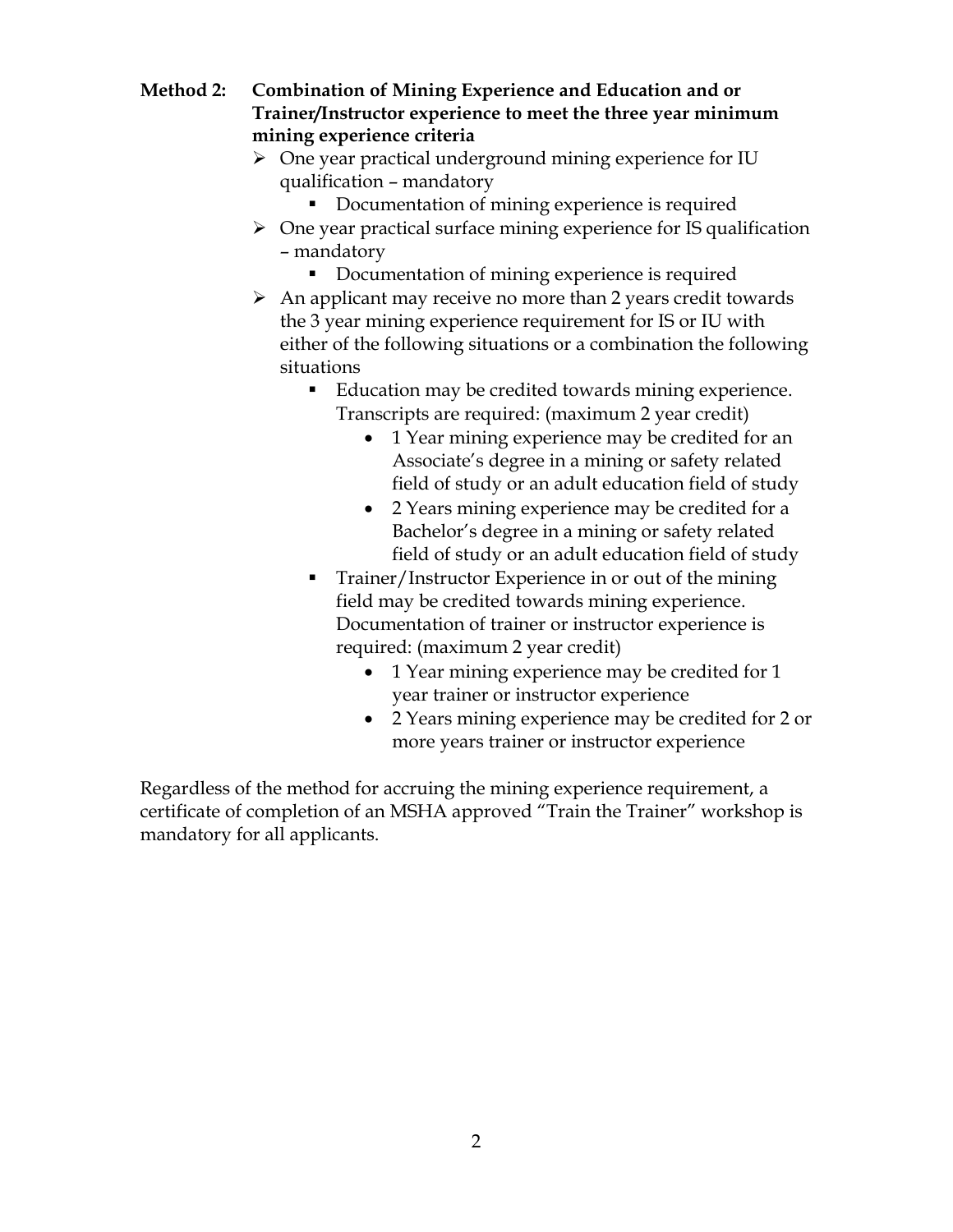**Method 2: Combination of Mining Experience and Education and or Trainer/Instructor experience to meet the three year minimum mining experience criteria**

- One year practical underground mining experience for IU qualification – mandatory
  - Documentation of mining experience is required
- One year practical surface mining experience for IS qualification – mandatory
  - Documentation of mining experience is required
- An applicant may receive no more than 2 years credit towards the 3 year mining experience requirement for IS or IU with either of the following situations or a combination the following situations
  - Education may be credited towards mining experience. Transcripts are required: (maximum 2 year credit)
    - 1 Year mining experience may be credited for an Associate's degree in a mining or safety related field of study or an adult education field of study
    - 2 Years mining experience may be credited for a Bachelor's degree in a mining or safety related field of study or an adult education field of study
  - Trainer/Instructor Experience in or out of the mining field may be credited towards mining experience. Documentation of trainer or instructor experience is required: (maximum 2 year credit)
    - 1 Year mining experience may be credited for 1 year trainer or instructor experience
    - 2 Years mining experience may be credited for 2 or more years trainer or instructor experience

Regardless of the method for accruing the mining experience requirement, a certificate of completion of an MSHA approved "Train the Trainer" workshop is mandatory for all applicants.